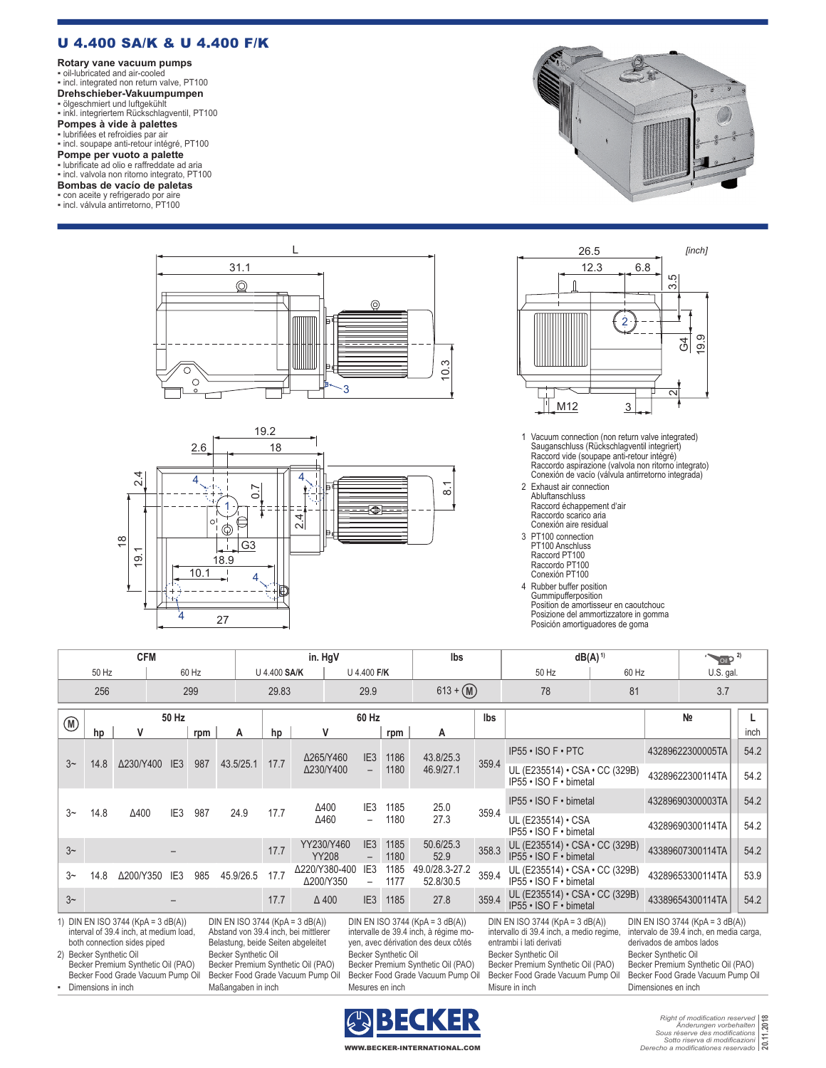# U 4.400 SA/K & U 4.400 F/K

**Rotary vane vacuum pumps**
- oil-lubricated and air-cooled
- incl. integrated non return valve, PT100

**Drehschieber-Vakuumpumpen**
- ölgeschmiert und luftgekühlt
- inkl. integriertem Rückschlagventil, PT100

**Pompes à vide à palettes**
- lubrifiées et refroidies par air
- incl. soupape anti-retour intégré, PT100

**Pompe per vuoto a palette**
- lubrificate ad olio e raffreddate ad aria
- incl. valvola non ritorno integrato, PT100

**Bombas de vacío de paletas**
- con aceite y refrigerado por aire
- incl. válvula antirretorno, PT100

[inch]

1 Vacuum connection (non return valve integrated)
Sauganschluss (Rückschlagventil integriert)
Raccord vide (soupape anti-retour intégré)
Raccordo aspirazione (valvola non ritorno integrato)
Conexión de vacío (válvula antirretorno integrada)

2 Exhaust air connection
Abluftanschluss
Raccord échappement d'air
Raccordo scarico aria
Conexión aire residual

3 PT100 connection
PT100 Anschluss
Raccord PT100
Raccordo PT100
Conexión PT100

4 Rubber buffer position
Gummipufferposition
Position de amortisseur en caoutchouc
Posizione del ammortizzatore in gomma
Posición amortiguadores de goma

| CFM | | in. HgV | | lbs | dB(A) [1] | | Oil [2] |
|---|---|---|---|---|---|---|---|
| 50 Hz | 60 Hz | U 4.400 **SA/K** | U 4.400 **F/K** | | 50 Hz | 60 Hz | U.S. gal. |
| 256 | 299 | 29.83 | 29.9 | 613 + (M) | 78 | 81 | 3.7 |

| (M) | 50 Hz | | | | | 60 Hz | | | | | lbs | | № | L |
|---|---|---|---|---|---|---|---|---|---|---|---|---|---|---|
| | hp | V | | rpm | A | hp | V | | rpm | A | | | | inch |
| 3~ | 14.8 | Δ230/Y400 | IE3 | 987 | 43.5/25.1 | 17.7 | Δ265/Y460 | IE3 | 1186 | 43.8/25.3 | 359.4 | IP55 • ISO F • PTC | 43289622300005TA | 54.2 |
| | | | | | | | Δ230/Y400 | – | 1180 | 46.9/27.1 | | UL (E235514) • CSA • CC (329B) IP55 • ISO F • bimetal | 43289622300114TA | 54.2 |
| 3~ | 14.8 | Δ400 | IE3 | 987 | 24.9 | 17.7 | Δ400 | IE3 | 1185 | 25.0 | 359.4 | IP55 • ISO F • bimetal | 43289690300003TA | 54.2 |
| | | | | | | | Δ460 | – | 1180 | 27.3 | | UL (E235514) • CSA IP55 • ISO F • bimetal | 43289690300114TA | 54.2 |
| 3~ | | – | | | | 17.7 | YY230/Y460 | IE3 | 1185 | 50.6/25.3 | 358.3 | UL (E235514) • CSA • CC (329B) IP55 • ISO F • bimetal | 43389607300114TA | 54.2 |
| | | | | | | | YY208 | – | 1180 | 52.9 | | | | |
| 3~ | 14.8 | Δ200/Y350 | IE3 | 985 | 45.9/26.5 | 17.7 | Δ220/Y380-400 | IE3 | 1185 | 49.0/28.3-27.2 | 359.4 | UL (E235514) • CSA • CC (329B) IP55 • ISO F • bimetal | 43289653300114TA | 53.9 |
| | | | | | | | Δ200/Y350 | – | 1177 | 52.8/30.5 | | | | |
| 3~ | | – | | | | 17.7 | Δ 400 | IE3 | 1185 | 27.8 | 359.4 | UL (E235514) • CSA • CC (329B) IP55 • ISO F • bimetal | 43389654300114TA | 54.2 |

1) DIN EN ISO 3744 (KpA = 3 dB(A)) interval of 39.4 inch, at medium load, both connection sides piped
DIN EN ISO 3744 (KpA = 3 dB(A)) Abstand von 39.4 inch, bei mittlerer Belastung, beide Seiten abgeleitet
DIN EN ISO 3744 (KpA = 3 dB(A)) intervalle de 39.4 inch, à régime moyen, avec dérivation des deux côtés
DIN EN ISO 3744 (KpA = 3 dB(A)) intervallo di 39.4 inch, a medio regime, entrambi i lati derivati
DIN EN ISO 3744 (KpA = 3 dB(A)) intervalo de 39.4 inch, en media carga, derivados de ambos lados

2) Becker Synthetic Oil, Becker Premium Synthetic Oil (PAO), Becker Food Grade Vacuum Pump Oil

- Dimensions in inch / Maßangaben in inch / Mesures en inch / Misure in inch / Dimensiones en inch

BECKER
WWW.BECKER-INTERNATIONAL.COM

*Right of modification reserved / Änderungen vorbehalten / Sous réserve des modifications / Sotto riserva di modificazioni / Derecho a modificationes reservado*
20.11.2018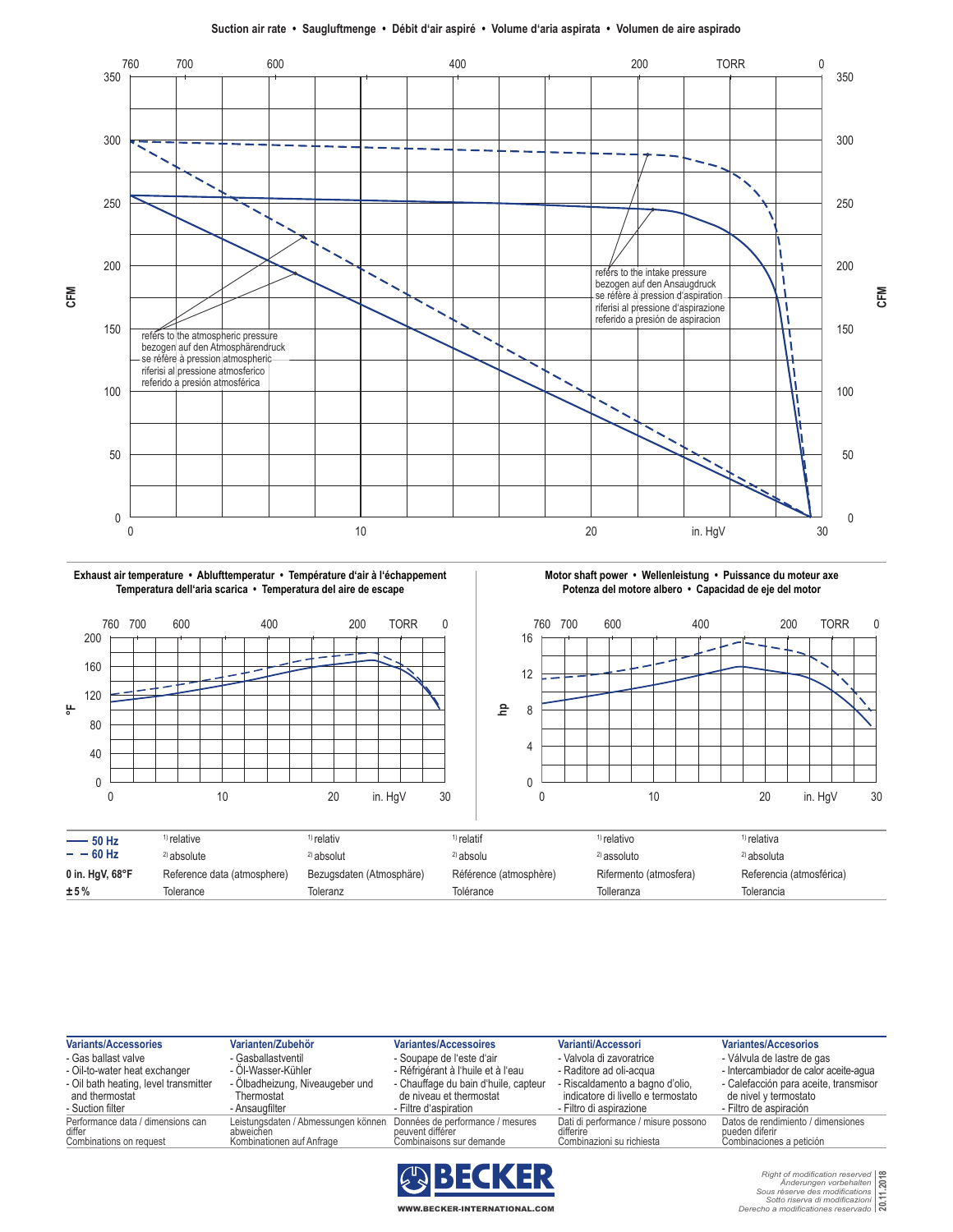**Suction air rate • Saugluftmenge • Débit d'air aspiré • Volume d'aria aspirata • Volumen de aire aspirado**

760 700 600 400 200 TORR 0

350 300 250 200 150 100 50 0

CFM

0 10 20 in. HgV 30

refers to the intake pressure
bezogen auf den Ansaugdruck
se réfère à pression d'aspiration
riferisi al pressione d'aspirazione
referido a presión de aspiracion

refers to the atmospheric pressure
bezogen auf den Atmosphärendruck
se réfère à pression atmospheric
riferisi al pressione atmosferico
referido a presión atmosférica

**Exhaust air temperature • Ablufttemperatur • Température d'air à l'échappement**
**Temperatura dell'aria scarica • Temperatura del aire de escape**

760 700 600 400 200 TORR 0

200 160 120 80 40 0

°F

0 10 20 in. HgV 30

**Motor shaft power • Wellenleistung • Puissance du moteur axe**
**Potenza del motore albero • Capacidad de eje del motor**

760 700 600 400 200 TORR 0

16 12 8 4 0

hp

0 10 20 in. HgV 30

| | | | | | |
|---|---|---|---|---|---|
| —— 50 Hz | 1) relative | 1) relativ | 1) relatif | 1) relativo | 1) relativa |
| – – 60 Hz | 2) absolute | 2) absolut | 2) absolu | 2) assoluto | 2) absoluta |
| 0 in. HgV, 68°F | Reference data (atmosphere) | Bezugsdaten (Atmosphäre) | Référence (atmosphère) | Rifermento (atmosfera) | Referencia (atmosférica) |
| ±5% | Tolerance | Toleranz | Tolérance | Tolleranza | Tolerancia |

| Variants/Accessories | Varianten/Zubehör | Variantes/Accessoires | Varianti/Accessori | Variantes/Accesorios |
|---|---|---|---|---|
| - Gas ballast valve<br>- Oil-to-water heat exchanger<br>- Oil bath heating, level transmitter and thermostat<br>- Suction filter | - Gasballastventil<br>- Öl-Wasser-Kühler<br>- Ölbadheizung, Niveaugeber und Thermostat<br>- Ansaugfilter | - Soupape de l'este d'air<br>- Réfrigérant à l'huile et à l'eau<br>- Chauffage du bain d'huile, capteur de niveau et thermostat<br>- Filtre d'aspiration | - Valvola di zavoratrice<br>- Raditore ad oli-acqua<br>- Riscaldamento a bagno d'olio, indicatore di livello e termostato<br>- Filtro di aspirazione | - Válvula de lastre de gas<br>- Intercambiador de calor aceite-agua<br>- Calefacción para aceite, transmisor de nivel y termostato<br>- Filtro de aspiración |
| Performance data / dimensions can differ<br>Combinations on request | Leistungsdaten / Abmessungen können abweichen<br>Kombinationen auf Anfrage | Données de performance / mesures peuvent différer<br>Combinaisons sur demande | Dati di performance / misure possono differire<br>Combinazioni su richiesta | Datos de rendimiento / dimensiones pueden diferir<br>Combinaciones a petición |

BECKER
WWW.BECKER-INTERNATIONAL.COM

*Right of modification reserved*
*Änderungen vorbehalten*
*Sous réserve des modifications*
*Sotto riserva di modificazioni*
*Derecho a modificationes reservado*
20.11.2018